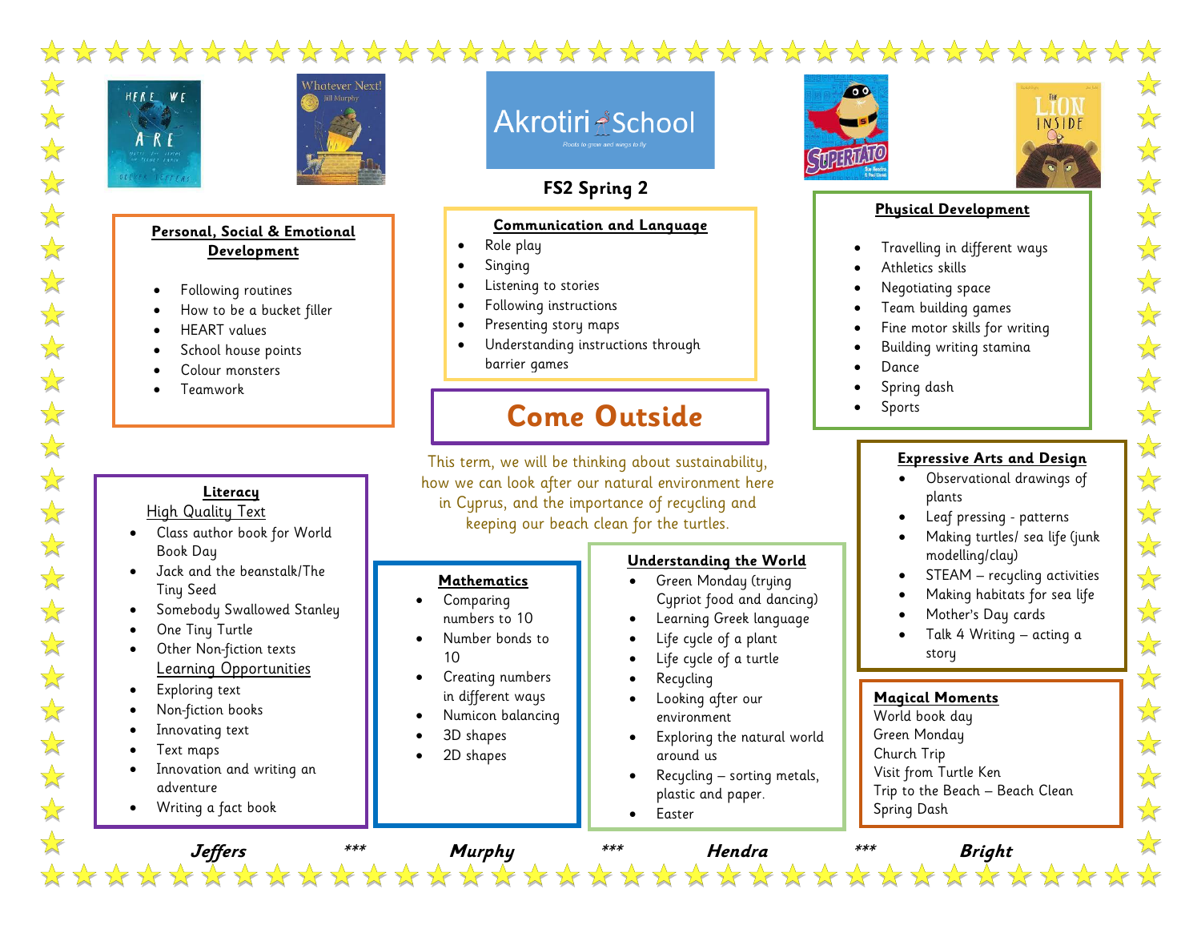# Akrotiri School

Roots to grow and wings to fly

## FS2 Spring 2

## Come Outside

This term, we will be thinking about sustainability, how we can look after our natural environment here in Cyprus, and the importance of recycling and keeping our beach clean for the turtles.

### Personal, Social & Emotional Development

- Following routines
- How to be a bucket filler
- HEART values
- School house points
- Colour monsters
- Teamwork

### Communication and Language

- Role play
- Singing
- Listening to stories
- Following instructions
- Presenting story maps
- Understanding instructions through barrier games

### Physical Development

- Travelling in different ways
- Athletics skills
- Negotiating space
- Team building games
- Fine motor skills for writing
- Building writing stamina
- Dance
- Spring dash
- Sports

### Literacy

High Quality Text

- Class author book for World Book Day
- Jack and the beanstalk/The Tiny Seed
- Somebody Swallowed Stanley
- One Tiny Turtle
- Other Non-fiction texts

Learning Opportunities

- Exploring text
- Non-fiction books
- Innovating text
- Text maps
- Innovation and writing an adventure
- Writing a fact book

### Mathematics

- Comparing numbers to 10
- Number bonds to 10
- Creating numbers in different ways
- Numicon balancing
- 3D shapes
- 2D shapes

### Understanding the World

- Green Monday (trying Cypriot food and dancing)
- Learning Greek language
- Life cycle of a plant
- Life cycle of a turtle
- Recycling
- Looking after our environment
- Exploring the natural world around us
- Recycling – sorting metals, plastic and paper.
- Easter

### Expressive Arts and Design

- Observational drawings of plants
- Leaf pressing - patterns
- Making turtles/ sea life (junk modelling/clay)
- STEAM – recycling activities
- Making habitats for sea life
- Mother's Day cards
- Talk 4 Writing – acting a story

### Magical Moments

World book day
Green Monday
Church Trip
Visit from Turtle Ken
Trip to the Beach – Beach Clean
Spring Dash

***Jeffers*** \*\*\* ***Murphy*** \*\*\* ***Hendra*** \*\*\* ***Bright***